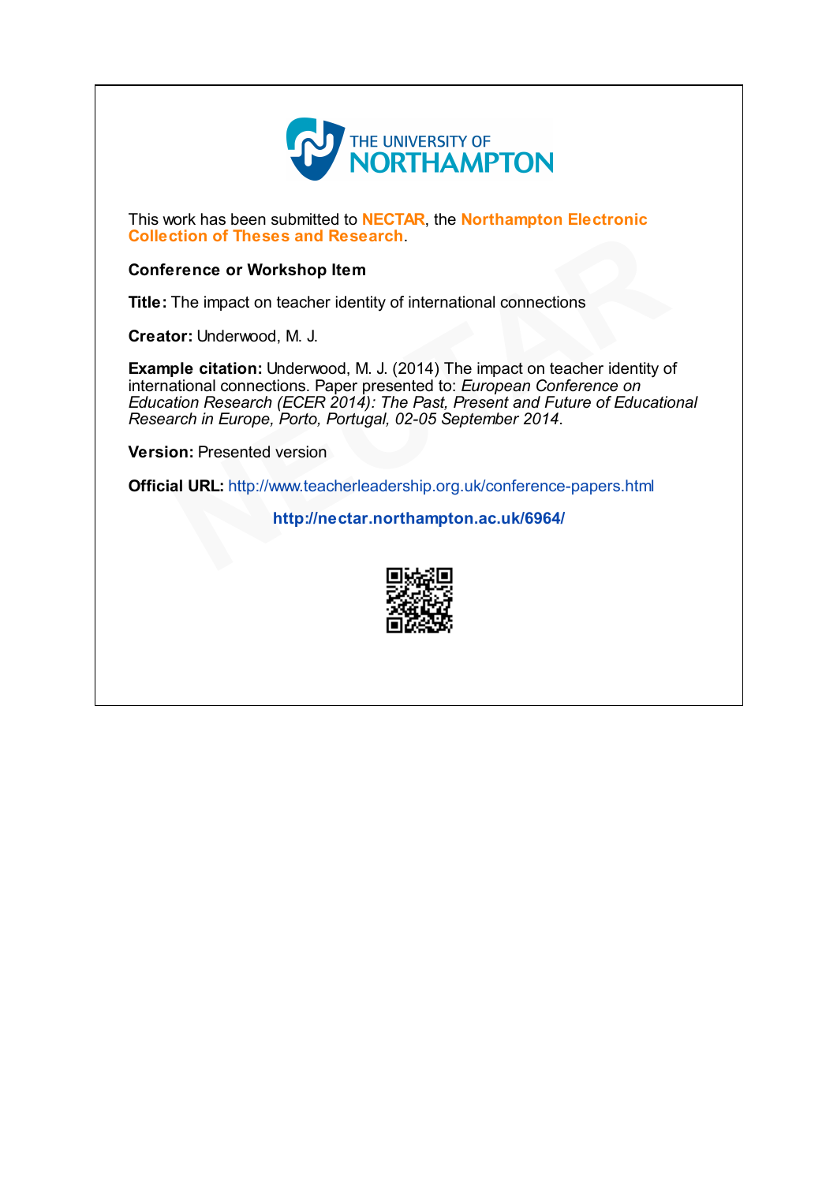THE UNIVERSITY OF
**NORTHAMPTON**

This work has been submitted to **NECTAR**, the **Northampton Electronic Collection of Theses and Research**.

**Conference or Workshop Item**

**Title:** The impact on teacher identity of international connections

**Creator:** Underwood, M. J.

**Example citation:** Underwood, M. J. (2014) The impact on teacher identity of international connections. Paper presented to: *European Conference on Education Research (ECER 2014): The Past, Present and Future of Educational Research in Europe, Porto, Portugal, 02-05 September 2014*.

**Version:** Presented version

**Official URL:** http://www.teacherleadership.org.uk/conference-papers.html

**http://nectar.northampton.ac.uk/6964/**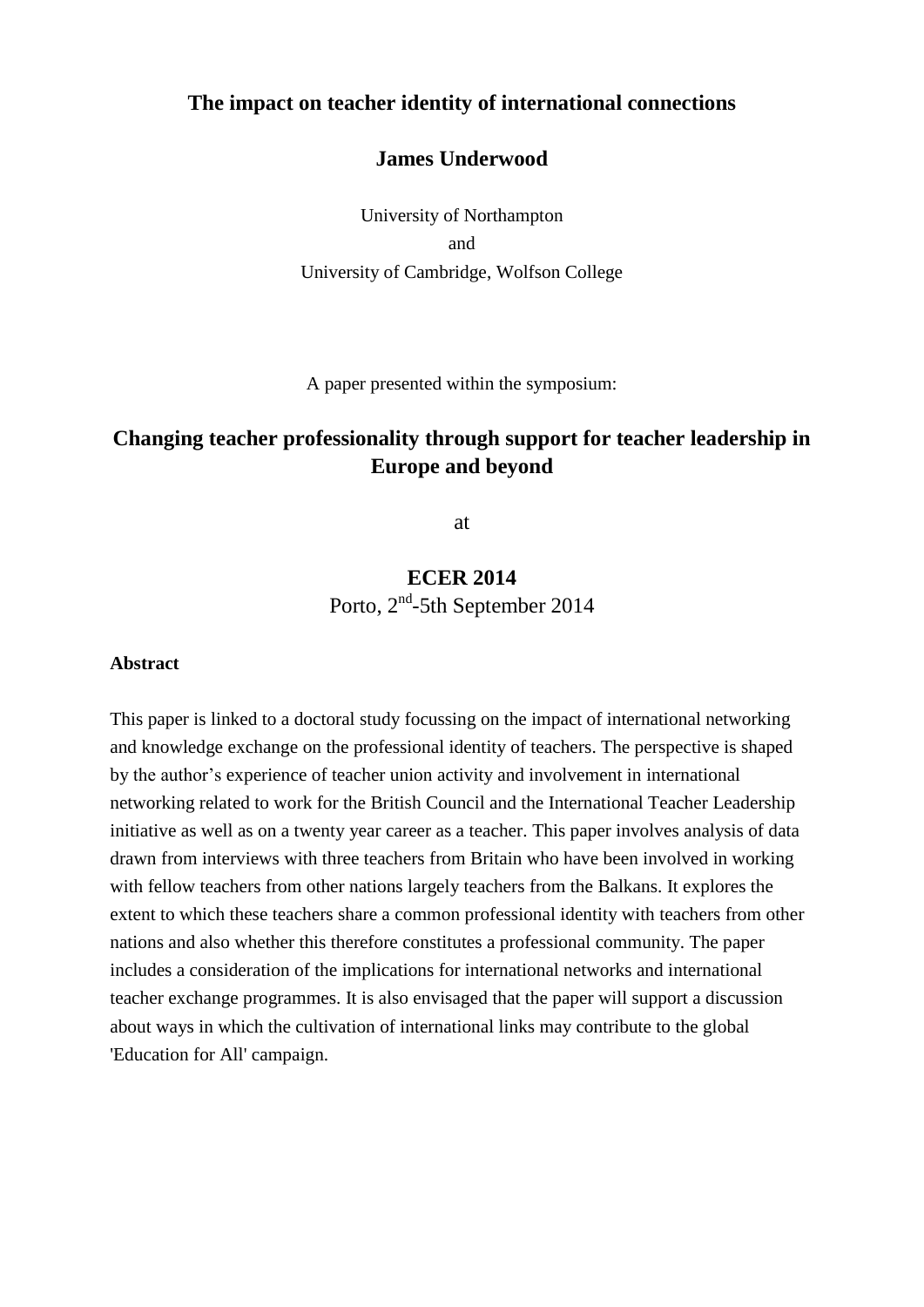**The impact on teacher identity of international connections**

**James Underwood**

University of Northampton
and
University of Cambridge, Wolfson College

A paper presented within the symposium:

## Changing teacher professionality through support for teacher leadership in Europe and beyond

at

**ECER 2014**
Porto, 2nd-5th September 2014

**Abstract**

This paper is linked to a doctoral study focussing on the impact of international networking and knowledge exchange on the professional identity of teachers. The perspective is shaped by the author's experience of teacher union activity and involvement in international networking related to work for the British Council and the International Teacher Leadership initiative as well as on a twenty year career as a teacher. This paper involves analysis of data drawn from interviews with three teachers from Britain who have been involved in working with fellow teachers from other nations largely teachers from the Balkans. It explores the extent to which these teachers share a common professional identity with teachers from other nations and also whether this therefore constitutes a professional community. The paper includes a consideration of the implications for international networks and international teacher exchange programmes. It is also envisaged that the paper will support a discussion about ways in which the cultivation of international links may contribute to the global 'Education for All' campaign.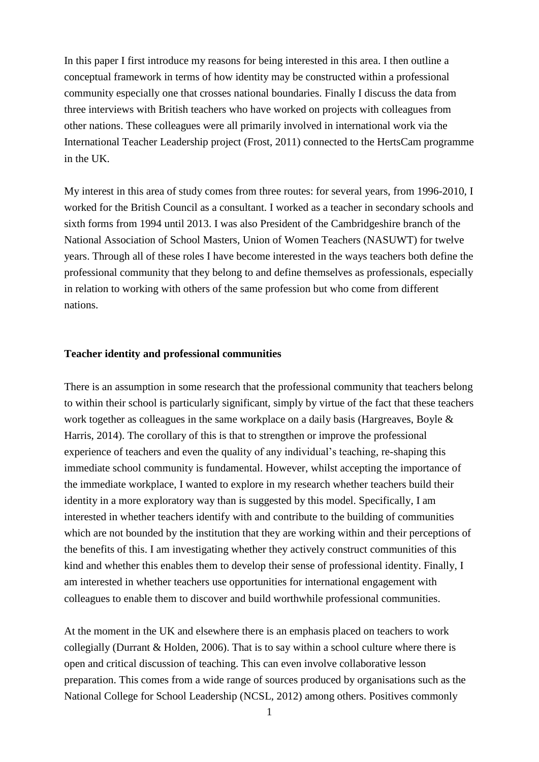In this paper I first introduce my reasons for being interested in this area. I then outline a conceptual framework in terms of how identity may be constructed within a professional community especially one that crosses national boundaries. Finally I discuss the data from three interviews with British teachers who have worked on projects with colleagues from other nations. These colleagues were all primarily involved in international work via the International Teacher Leadership project (Frost, 2011) connected to the HertsCam programme in the UK.

My interest in this area of study comes from three routes: for several years, from 1996-2010, I worked for the British Council as a consultant. I worked as a teacher in secondary schools and sixth forms from 1994 until 2013. I was also President of the Cambridgeshire branch of the National Association of School Masters, Union of Women Teachers (NASUWT) for twelve years. Through all of these roles I have become interested in the ways teachers both define the professional community that they belong to and define themselves as professionals, especially in relation to working with others of the same profession but who come from different nations.

## Teacher identity and professional communities

There is an assumption in some research that the professional community that teachers belong to within their school is particularly significant, simply by virtue of the fact that these teachers work together as colleagues in the same workplace on a daily basis (Hargreaves, Boyle & Harris, 2014). The corollary of this is that to strengthen or improve the professional experience of teachers and even the quality of any individual's teaching, re-shaping this immediate school community is fundamental. However, whilst accepting the importance of the immediate workplace, I wanted to explore in my research whether teachers build their identity in a more exploratory way than is suggested by this model. Specifically, I am interested in whether teachers identify with and contribute to the building of communities which are not bounded by the institution that they are working within and their perceptions of the benefits of this. I am investigating whether they actively construct communities of this kind and whether this enables them to develop their sense of professional identity. Finally, I am interested in whether teachers use opportunities for international engagement with colleagues to enable them to discover and build worthwhile professional communities.

At the moment in the UK and elsewhere there is an emphasis placed on teachers to work collegially (Durrant & Holden, 2006). That is to say within a school culture where there is open and critical discussion of teaching. This can even involve collaborative lesson preparation. This comes from a wide range of sources produced by organisations such as the National College for School Leadership (NCSL, 2012) among others. Positives commonly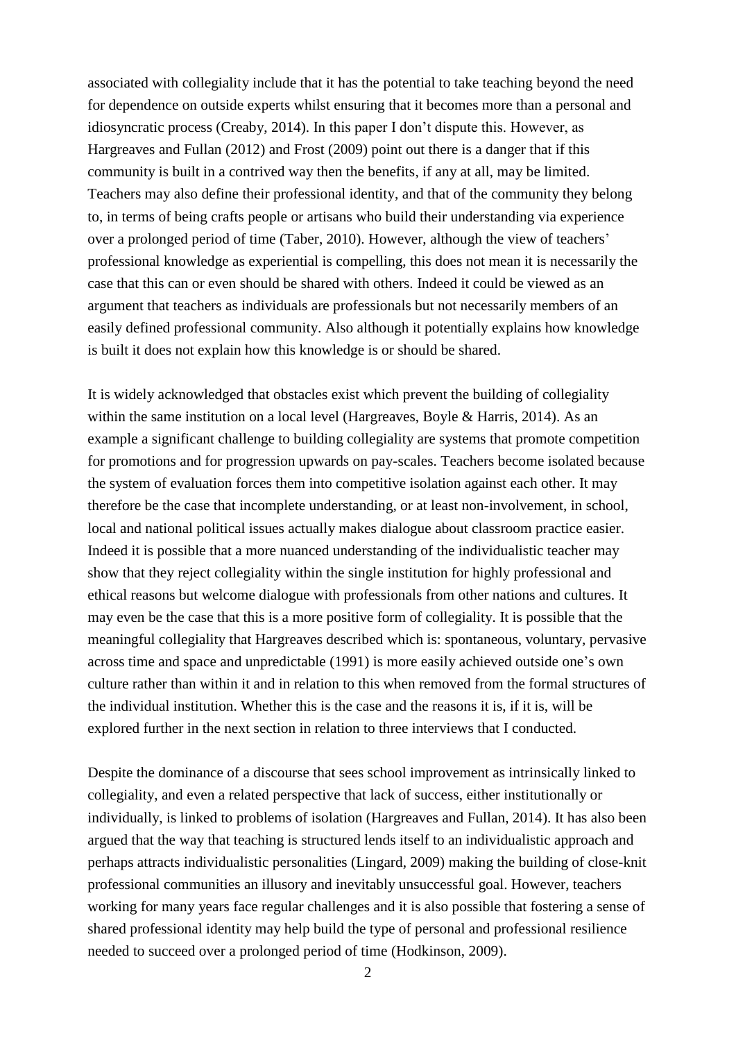associated with collegiality include that it has the potential to take teaching beyond the need for dependence on outside experts whilst ensuring that it becomes more than a personal and idiosyncratic process (Creaby, 2014). In this paper I don't dispute this. However, as Hargreaves and Fullan (2012) and Frost (2009) point out there is a danger that if this community is built in a contrived way then the benefits, if any at all, may be limited. Teachers may also define their professional identity, and that of the community they belong to, in terms of being crafts people or artisans who build their understanding via experience over a prolonged period of time (Taber, 2010). However, although the view of teachers' professional knowledge as experiential is compelling, this does not mean it is necessarily the case that this can or even should be shared with others. Indeed it could be viewed as an argument that teachers as individuals are professionals but not necessarily members of an easily defined professional community. Also although it potentially explains how knowledge is built it does not explain how this knowledge is or should be shared.

It is widely acknowledged that obstacles exist which prevent the building of collegiality within the same institution on a local level (Hargreaves, Boyle & Harris, 2014). As an example a significant challenge to building collegiality are systems that promote competition for promotions and for progression upwards on pay-scales. Teachers become isolated because the system of evaluation forces them into competitive isolation against each other. It may therefore be the case that incomplete understanding, or at least non-involvement, in school, local and national political issues actually makes dialogue about classroom practice easier. Indeed it is possible that a more nuanced understanding of the individualistic teacher may show that they reject collegiality within the single institution for highly professional and ethical reasons but welcome dialogue with professionals from other nations and cultures. It may even be the case that this is a more positive form of collegiality. It is possible that the meaningful collegiality that Hargreaves described which is: spontaneous, voluntary, pervasive across time and space and unpredictable (1991) is more easily achieved outside one's own culture rather than within it and in relation to this when removed from the formal structures of the individual institution. Whether this is the case and the reasons it is, if it is, will be explored further in the next section in relation to three interviews that I conducted.

Despite the dominance of a discourse that sees school improvement as intrinsically linked to collegiality, and even a related perspective that lack of success, either institutionally or individually, is linked to problems of isolation (Hargreaves and Fullan, 2014). It has also been argued that the way that teaching is structured lends itself to an individualistic approach and perhaps attracts individualistic personalities (Lingard, 2009) making the building of close-knit professional communities an illusory and inevitably unsuccessful goal. However, teachers working for many years face regular challenges and it is also possible that fostering a sense of shared professional identity may help build the type of personal and professional resilience needed to succeed over a prolonged period of time (Hodkinson, 2009).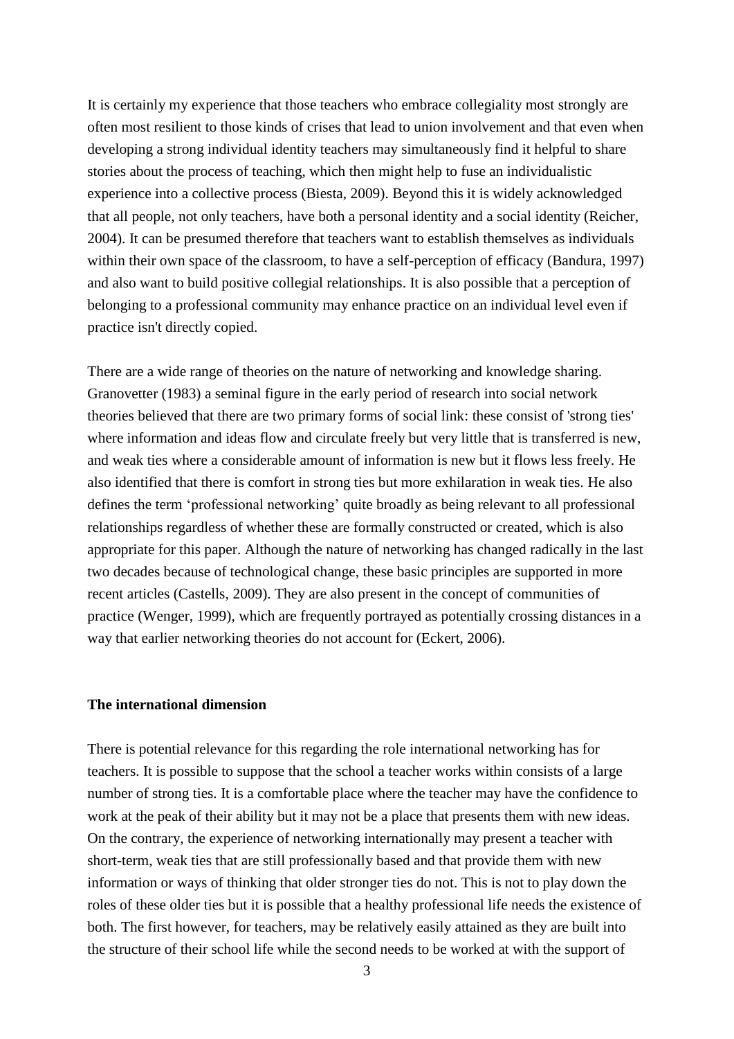It is certainly my experience that those teachers who embrace collegiality most strongly are often most resilient to those kinds of crises that lead to union involvement and that even when developing a strong individual identity teachers may simultaneously find it helpful to share stories about the process of teaching, which then might help to fuse an individualistic experience into a collective process (Biesta, 2009). Beyond this it is widely acknowledged that all people, not only teachers, have both a personal identity and a social identity (Reicher, 2004). It can be presumed therefore that teachers want to establish themselves as individuals within their own space of the classroom, to have a self-perception of efficacy (Bandura, 1997) and also want to build positive collegial relationships. It is also possible that a perception of belonging to a professional community may enhance practice on an individual level even if practice isn't directly copied.

There are a wide range of theories on the nature of networking and knowledge sharing. Granovetter (1983) a seminal figure in the early period of research into social network theories believed that there are two primary forms of social link: these consist of 'strong ties' where information and ideas flow and circulate freely but very little that is transferred is new, and weak ties where a considerable amount of information is new but it flows less freely. He also identified that there is comfort in strong ties but more exhilaration in weak ties. He also defines the term 'professional networking' quite broadly as being relevant to all professional relationships regardless of whether these are formally constructed or created, which is also appropriate for this paper. Although the nature of networking has changed radically in the last two decades because of technological change, these basic principles are supported in more recent articles (Castells, 2009). They are also present in the concept of communities of practice (Wenger, 1999), which are frequently portrayed as potentially crossing distances in a way that earlier networking theories do not account for (Eckert, 2006).

### The international dimension

There is potential relevance for this regarding the role international networking has for teachers. It is possible to suppose that the school a teacher works within consists of a large number of strong ties. It is a comfortable place where the teacher may have the confidence to work at the peak of their ability but it may not be a place that presents them with new ideas. On the contrary, the experience of networking internationally may present a teacher with short-term, weak ties that are still professionally based and that provide them with new information or ways of thinking that older stronger ties do not. This is not to play down the roles of these older ties but it is possible that a healthy professional life needs the existence of both. The first however, for teachers, may be relatively easily attained as they are built into the structure of their school life while the second needs to be worked at with the support of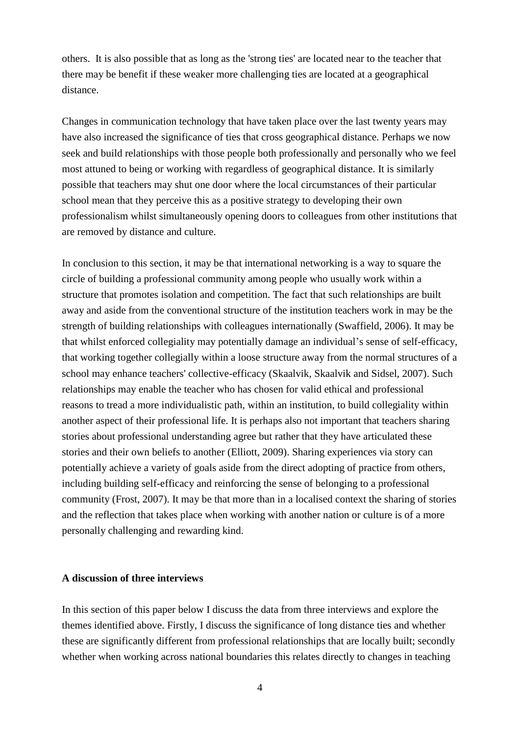others. It is also possible that as long as the 'strong ties' are located near to the teacher that there may be benefit if these weaker more challenging ties are located at a geographical distance.

Changes in communication technology that have taken place over the last twenty years may have also increased the significance of ties that cross geographical distance. Perhaps we now seek and build relationships with those people both professionally and personally who we feel most attuned to being or working with regardless of geographical distance. It is similarly possible that teachers may shut one door where the local circumstances of their particular school mean that they perceive this as a positive strategy to developing their own professionalism whilst simultaneously opening doors to colleagues from other institutions that are removed by distance and culture.

In conclusion to this section, it may be that international networking is a way to square the circle of building a professional community among people who usually work within a structure that promotes isolation and competition. The fact that such relationships are built away and aside from the conventional structure of the institution teachers work in may be the strength of building relationships with colleagues internationally (Swaffield, 2006). It may be that whilst enforced collegiality may potentially damage an individual's sense of self-efficacy, that working together collegially within a loose structure away from the normal structures of a school may enhance teachers' collective-efficacy (Skaalvik, Skaalvik and Sidsel, 2007). Such relationships may enable the teacher who has chosen for valid ethical and professional reasons to tread a more individualistic path, within an institution, to build collegiality within another aspect of their professional life. It is perhaps also not important that teachers sharing stories about professional understanding agree but rather that they have articulated these stories and their own beliefs to another (Elliott, 2009). Sharing experiences via story can potentially achieve a variety of goals aside from the direct adopting of practice from others, including building self-efficacy and reinforcing the sense of belonging to a professional community (Frost, 2007). It may be that more than in a localised context the sharing of stories and the reflection that takes place when working with another nation or culture is of a more personally challenging and rewarding kind.

**A discussion of three interviews**

In this section of this paper below I discuss the data from three interviews and explore the themes identified above. Firstly, I discuss the significance of long distance ties and whether these are significantly different from professional relationships that are locally built; secondly whether when working across national boundaries this relates directly to changes in teaching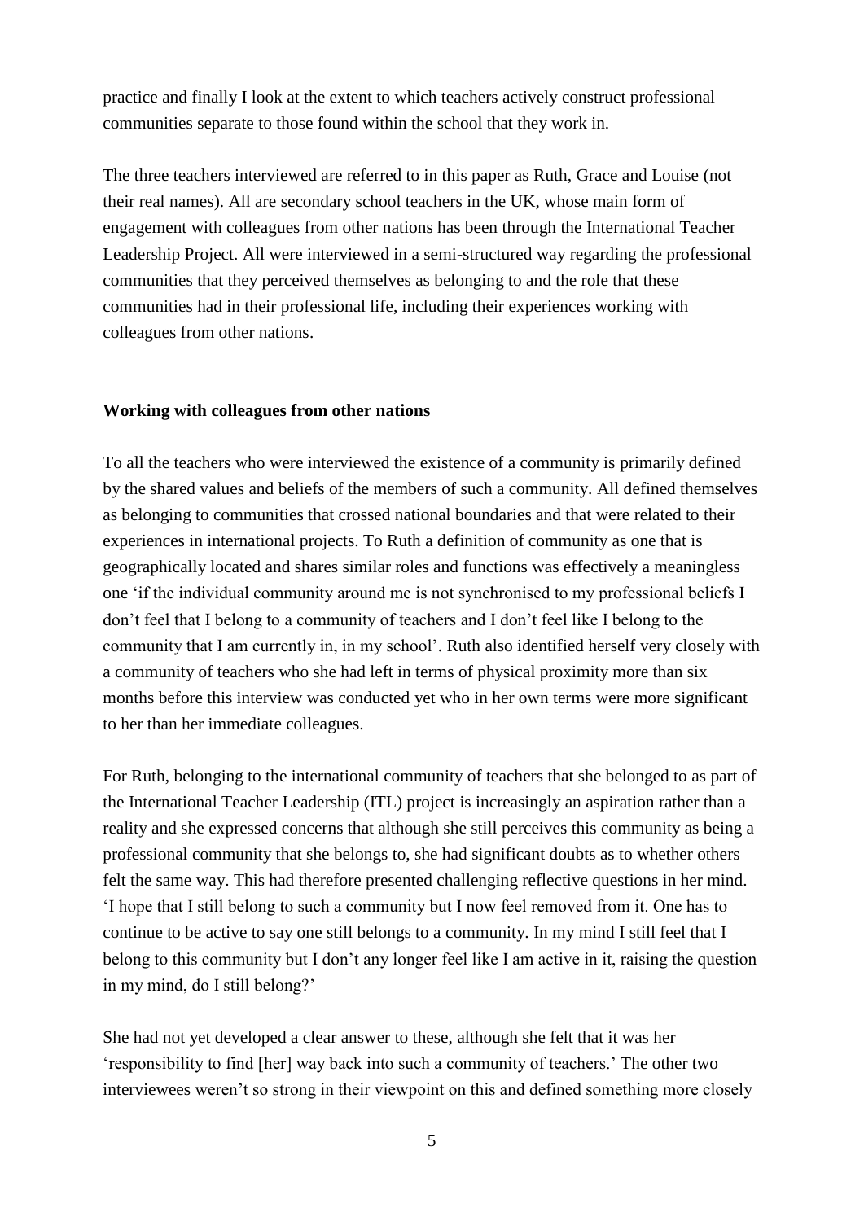practice and finally I look at the extent to which teachers actively construct professional communities separate to those found within the school that they work in.

The three teachers interviewed are referred to in this paper as Ruth, Grace and Louise (not their real names). All are secondary school teachers in the UK, whose main form of engagement with colleagues from other nations has been through the International Teacher Leadership Project. All were interviewed in a semi-structured way regarding the professional communities that they perceived themselves as belonging to and the role that these communities had in their professional life, including their experiences working with colleagues from other nations.

**Working with colleagues from other nations**

To all the teachers who were interviewed the existence of a community is primarily defined by the shared values and beliefs of the members of such a community. All defined themselves as belonging to communities that crossed national boundaries and that were related to their experiences in international projects. To Ruth a definition of community as one that is geographically located and shares similar roles and functions was effectively a meaningless one 'if the individual community around me is not synchronised to my professional beliefs I don't feel that I belong to a community of teachers and I don't feel like I belong to the community that I am currently in, in my school'. Ruth also identified herself very closely with a community of teachers who she had left in terms of physical proximity more than six months before this interview was conducted yet who in her own terms were more significant to her than her immediate colleagues.

For Ruth, belonging to the international community of teachers that she belonged to as part of the International Teacher Leadership (ITL) project is increasingly an aspiration rather than a reality and she expressed concerns that although she still perceives this community as being a professional community that she belongs to, she had significant doubts as to whether others felt the same way. This had therefore presented challenging reflective questions in her mind. 'I hope that I still belong to such a community but I now feel removed from it. One has to continue to be active to say one still belongs to a community. In my mind I still feel that I belong to this community but I don't any longer feel like I am active in it, raising the question in my mind, do I still belong?'

She had not yet developed a clear answer to these, although she felt that it was her 'responsibility to find [her] way back into such a community of teachers.' The other two interviewees weren't so strong in their viewpoint on this and defined something more closely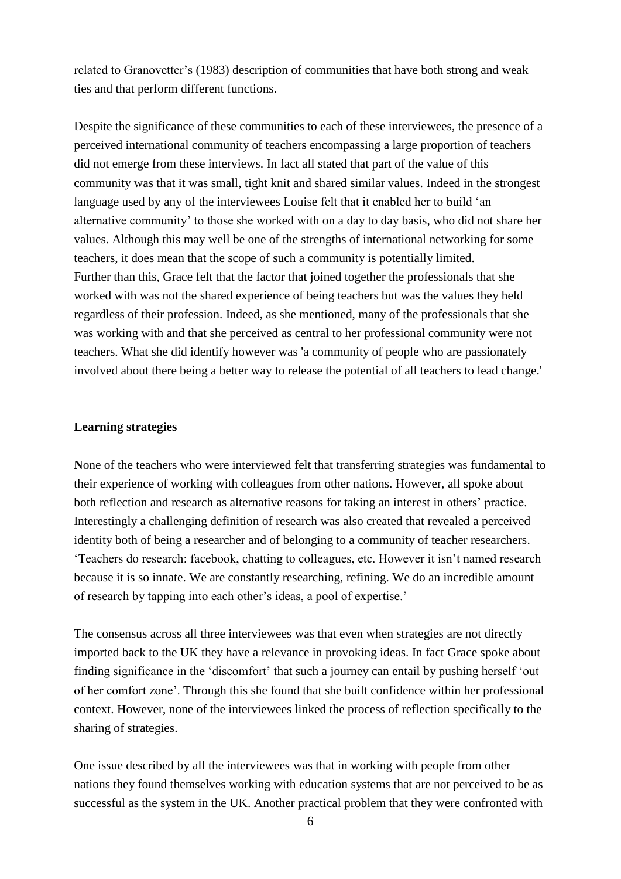related to Granovetter's (1983) description of communities that have both strong and weak ties and that perform different functions.

Despite the significance of these communities to each of these interviewees, the presence of a perceived international community of teachers encompassing a large proportion of teachers did not emerge from these interviews. In fact all stated that part of the value of this community was that it was small, tight knit and shared similar values. Indeed in the strongest language used by any of the interviewees Louise felt that it enabled her to build 'an alternative community' to those she worked with on a day to day basis, who did not share her values. Although this may well be one of the strengths of international networking for some teachers, it does mean that the scope of such a community is potentially limited.
Further than this, Grace felt that the factor that joined together the professionals that she worked with was not the shared experience of being teachers but was the values they held regardless of their profession. Indeed, as she mentioned, many of the professionals that she was working with and that she perceived as central to her professional community were not teachers. What she did identify however was 'a community of people who are passionately involved about there being a better way to release the potential of all teachers to lead change.'

### Learning strategies

**N**one of the teachers who were interviewed felt that transferring strategies was fundamental to their experience of working with colleagues from other nations. However, all spoke about both reflection and research as alternative reasons for taking an interest in others' practice. Interestingly a challenging definition of research was also created that revealed a perceived identity both of being a researcher and of belonging to a community of teacher researchers. 'Teachers do research: facebook, chatting to colleagues, etc. However it isn't named research because it is so innate. We are constantly researching, refining. We do an incredible amount of research by tapping into each other's ideas, a pool of expertise.'

The consensus across all three interviewees was that even when strategies are not directly imported back to the UK they have a relevance in provoking ideas. In fact Grace spoke about finding significance in the 'discomfort' that such a journey can entail by pushing herself 'out of her comfort zone'. Through this she found that she built confidence within her professional context. However, none of the interviewees linked the process of reflection specifically to the sharing of strategies.

One issue described by all the interviewees was that in working with people from other nations they found themselves working with education systems that are not perceived to be as successful as the system in the UK. Another practical problem that they were confronted with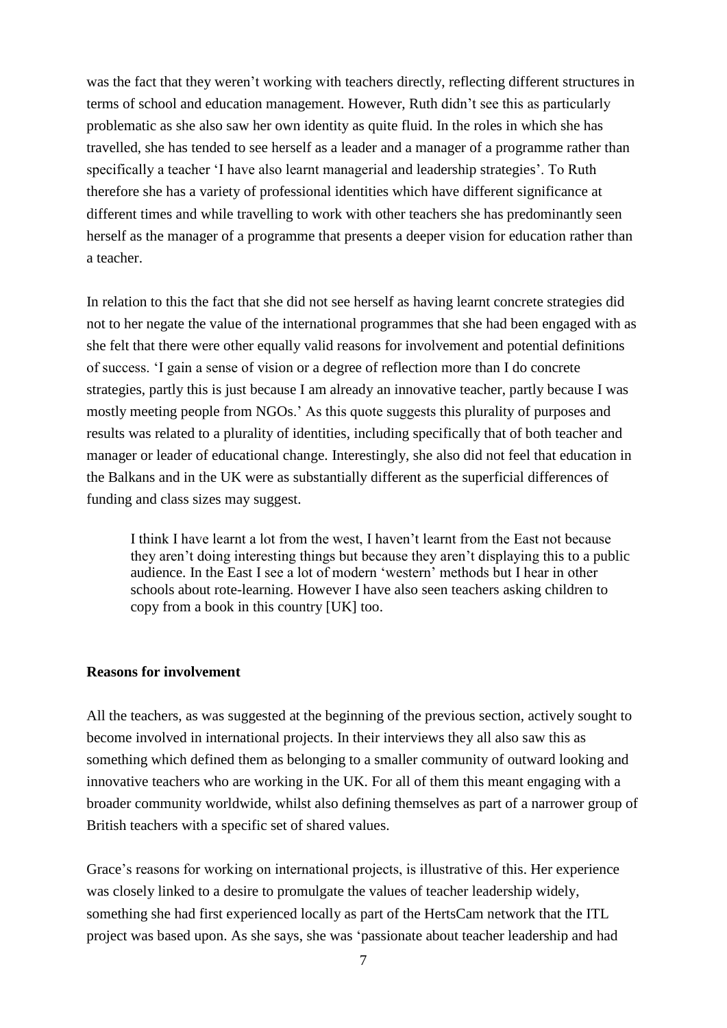was the fact that they weren't working with teachers directly, reflecting different structures in terms of school and education management. However, Ruth didn't see this as particularly problematic as she also saw her own identity as quite fluid. In the roles in which she has travelled, she has tended to see herself as a leader and a manager of a programme rather than specifically a teacher 'I have also learnt managerial and leadership strategies'. To Ruth therefore she has a variety of professional identities which have different significance at different times and while travelling to work with other teachers she has predominantly seen herself as the manager of a programme that presents a deeper vision for education rather than a teacher.

In relation to this the fact that she did not see herself as having learnt concrete strategies did not to her negate the value of the international programmes that she had been engaged with as she felt that there were other equally valid reasons for involvement and potential definitions of success. 'I gain a sense of vision or a degree of reflection more than I do concrete strategies, partly this is just because I am already an innovative teacher, partly because I was mostly meeting people from NGOs.' As this quote suggests this plurality of purposes and results was related to a plurality of identities, including specifically that of both teacher and manager or leader of educational change. Interestingly, she also did not feel that education in the Balkans and in the UK were as substantially different as the superficial differences of funding and class sizes may suggest.

> I think I have learnt a lot from the west, I haven't learnt from the East not because they aren't doing interesting things but because they aren't displaying this to a public audience. In the East I see a lot of modern 'western' methods but I hear in other schools about rote-learning. However I have also seen teachers asking children to copy from a book in this country [UK] too.

**Reasons for involvement**

All the teachers, as was suggested at the beginning of the previous section, actively sought to become involved in international projects. In their interviews they all also saw this as something which defined them as belonging to a smaller community of outward looking and innovative teachers who are working in the UK. For all of them this meant engaging with a broader community worldwide, whilst also defining themselves as part of a narrower group of British teachers with a specific set of shared values.

Grace's reasons for working on international projects, is illustrative of this. Her experience was closely linked to a desire to promulgate the values of teacher leadership widely, something she had first experienced locally as part of the HertsCam network that the ITL project was based upon. As she says, she was 'passionate about teacher leadership and had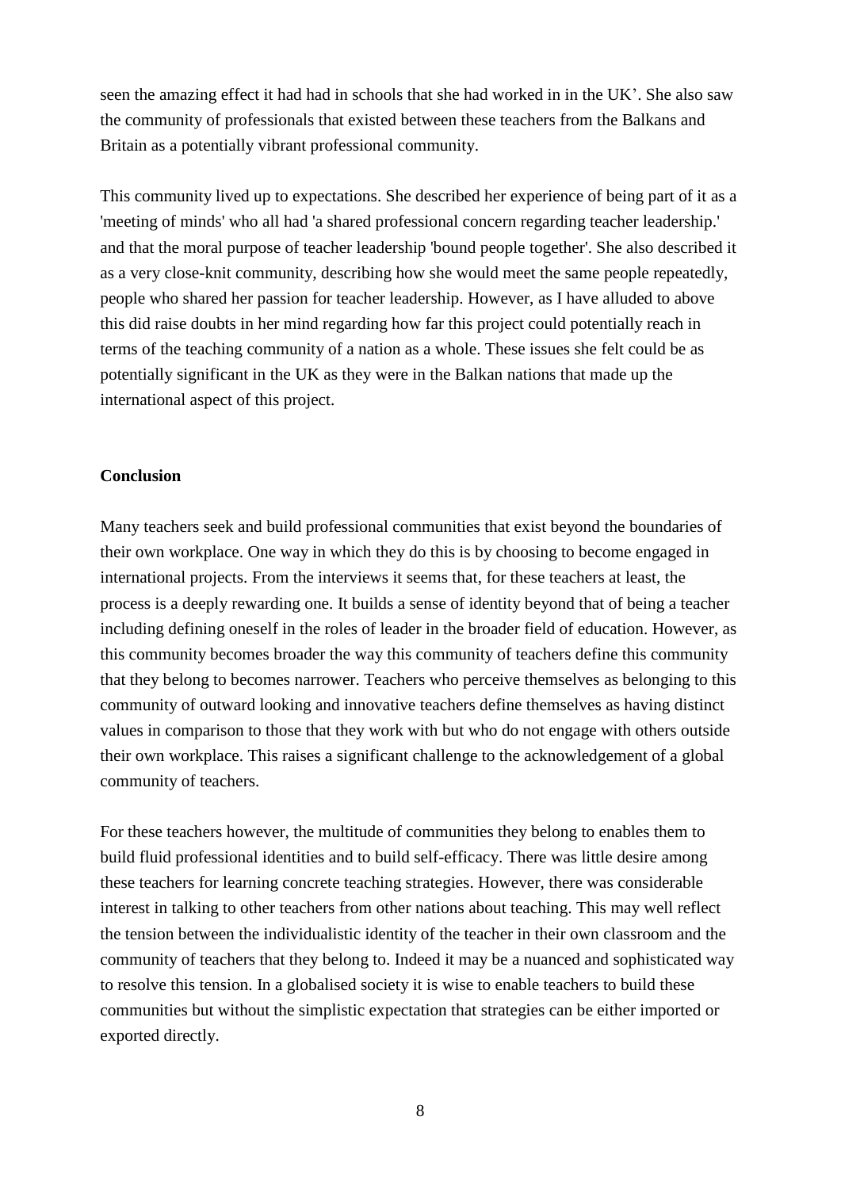seen the amazing effect it had had in schools that she had worked in in the UK'. She also saw the community of professionals that existed between these teachers from the Balkans and Britain as a potentially vibrant professional community.

This community lived up to expectations. She described her experience of being part of it as a 'meeting of minds' who all had 'a shared professional concern regarding teacher leadership.' and that the moral purpose of teacher leadership 'bound people together'. She also described it as a very close-knit community, describing how she would meet the same people repeatedly, people who shared her passion for teacher leadership. However, as I have alluded to above this did raise doubts in her mind regarding how far this project could potentially reach in terms of the teaching community of a nation as a whole. These issues she felt could be as potentially significant in the UK as they were in the Balkan nations that made up the international aspect of this project.

**Conclusion**

Many teachers seek and build professional communities that exist beyond the boundaries of their own workplace. One way in which they do this is by choosing to become engaged in international projects. From the interviews it seems that, for these teachers at least, the process is a deeply rewarding one. It builds a sense of identity beyond that of being a teacher including defining oneself in the roles of leader in the broader field of education. However, as this community becomes broader the way this community of teachers define this community that they belong to becomes narrower. Teachers who perceive themselves as belonging to this community of outward looking and innovative teachers define themselves as having distinct values in comparison to those that they work with but who do not engage with others outside their own workplace. This raises a significant challenge to the acknowledgement of a global community of teachers.

For these teachers however, the multitude of communities they belong to enables them to build fluid professional identities and to build self-efficacy. There was little desire among these teachers for learning concrete teaching strategies. However, there was considerable interest in talking to other teachers from other nations about teaching. This may well reflect the tension between the individualistic identity of the teacher in their own classroom and the community of teachers that they belong to. Indeed it may be a nuanced and sophisticated way to resolve this tension. In a globalised society it is wise to enable teachers to build these communities but without the simplistic expectation that strategies can be either imported or exported directly.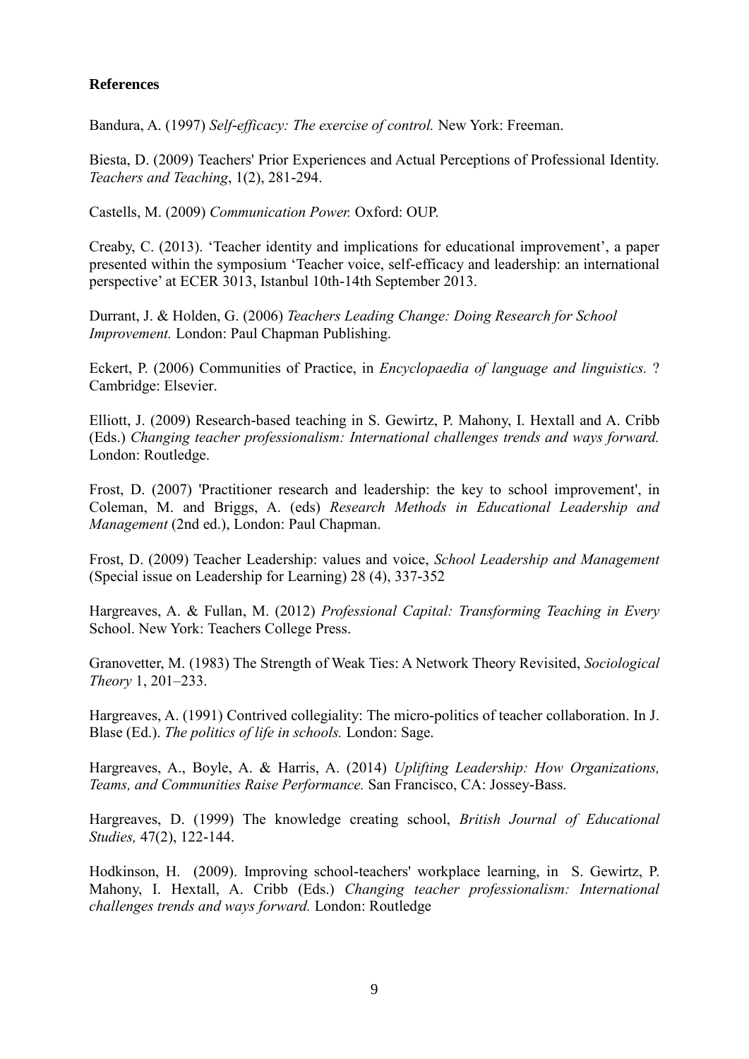**References**

Bandura, A. (1997) *Self-efficacy: The exercise of control.* New York: Freeman.

Biesta, D. (2009) Teachers' Prior Experiences and Actual Perceptions of Professional Identity. *Teachers and Teaching*, 1(2), 281-294.

Castells, M. (2009) *Communication Power.* Oxford: OUP.

Creaby, C. (2013). 'Teacher identity and implications for educational improvement', a paper presented within the symposium 'Teacher voice, self-efficacy and leadership: an international perspective' at ECER 3013, Istanbul 10th-14th September 2013.

Durrant, J. & Holden, G. (2006) *Teachers Leading Change: Doing Research for School Improvement.* London: Paul Chapman Publishing.

Eckert, P. (2006) Communities of Practice, in *Encyclopaedia of language and linguistics.* ? Cambridge: Elsevier.

Elliott, J. (2009) Research-based teaching in S. Gewirtz, P. Mahony, I. Hextall and A. Cribb (Eds.) *Changing teacher professionalism: International challenges trends and ways forward.* London: Routledge.

Frost, D. (2007) 'Practitioner research and leadership: the key to school improvement', in Coleman, M. and Briggs, A. (eds) *Research Methods in Educational Leadership and Management* (2nd ed.), London: Paul Chapman.

Frost, D. (2009) Teacher Leadership: values and voice, *School Leadership and Management* (Special issue on Leadership for Learning) 28 (4), 337-352

Hargreaves, A. & Fullan, M. (2012) *Professional Capital: Transforming Teaching in Every* School. New York: Teachers College Press.

Granovetter, M. (1983) The Strength of Weak Ties: A Network Theory Revisited, *Sociological Theory* 1, 201–233.

Hargreaves, A. (1991) Contrived collegiality: The micro-politics of teacher collaboration. In J. Blase (Ed.). *The politics of life in schools.* London: Sage.

Hargreaves, A., Boyle, A. & Harris, A. (2014) *Uplifting Leadership: How Organizations, Teams, and Communities Raise Performance.* San Francisco, CA: Jossey-Bass.

Hargreaves, D. (1999) The knowledge creating school, *British Journal of Educational Studies,* 47(2), 122-144.

Hodkinson, H. (2009). Improving school-teachers' workplace learning, in S. Gewirtz, P. Mahony, I. Hextall, A. Cribb (Eds.) *Changing teacher professionalism: International challenges trends and ways forward.* London: Routledge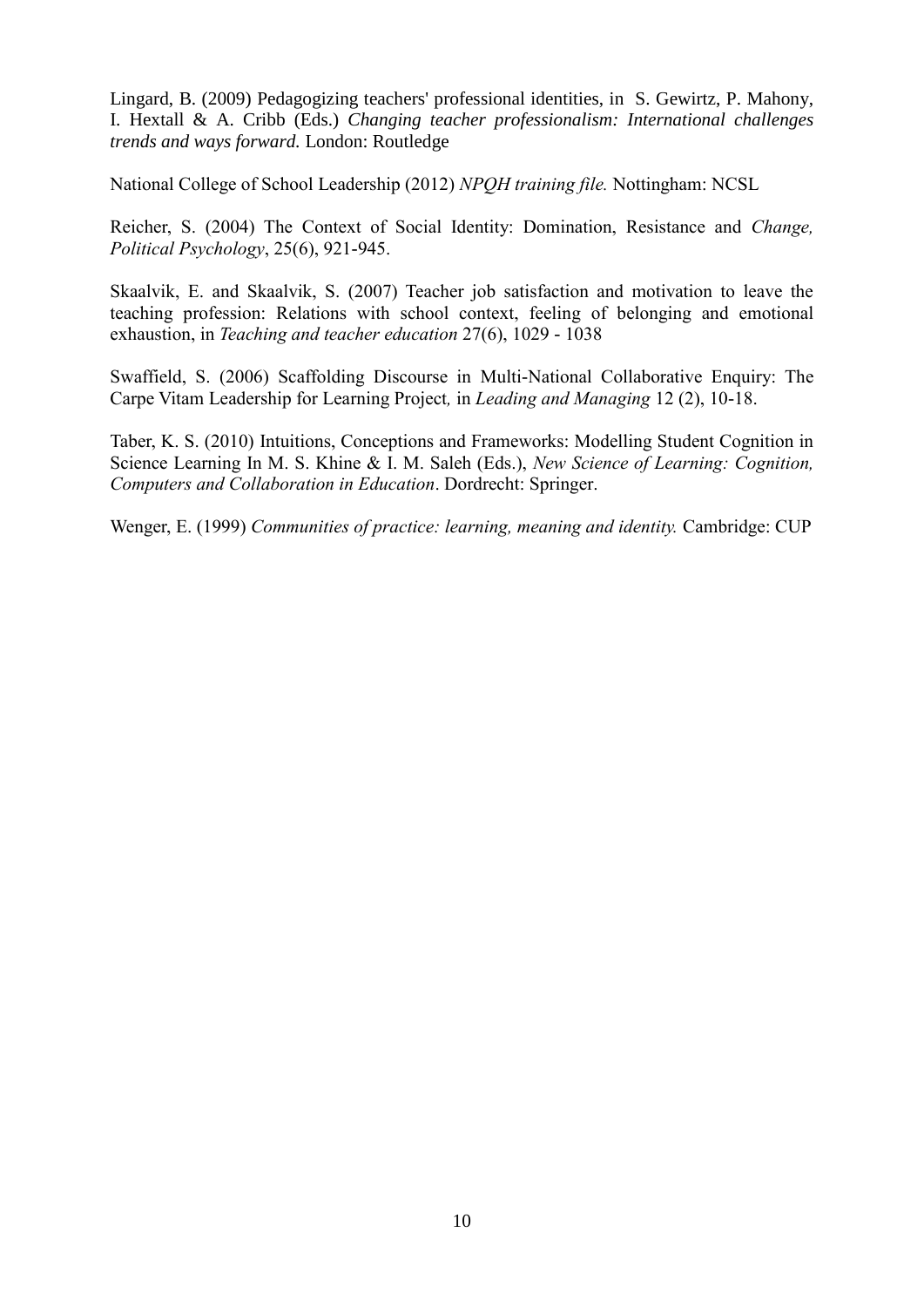Lingard, B. (2009) Pedagogizing teachers' professional identities, in S. Gewirtz, P. Mahony, I. Hextall & A. Cribb (Eds.) *Changing teacher professionalism: International challenges trends and ways forward.* London: Routledge

National College of School Leadership (2012) *NPQH training file.* Nottingham: NCSL

Reicher, S. (2004) The Context of Social Identity: Domination, Resistance and *Change, Political Psychology*, 25(6), 921-945.

Skaalvik, E. and Skaalvik, S. (2007) Teacher job satisfaction and motivation to leave the teaching profession: Relations with school context, feeling of belonging and emotional exhaustion, in *Teaching and teacher education* 27(6), 1029 - 1038

Swaffield, S. (2006) Scaffolding Discourse in Multi-National Collaborative Enquiry: The Carpe Vitam Leadership for Learning Project*,* in *Leading and Managing* 12 (2), 10-18.

Taber, K. S. (2010) Intuitions, Conceptions and Frameworks: Modelling Student Cognition in Science Learning In M. S. Khine & I. M. Saleh (Eds.), *New Science of Learning: Cognition, Computers and Collaboration in Education*. Dordrecht: Springer.

Wenger, E. (1999) *Communities of practice: learning, meaning and identity.* Cambridge: CUP